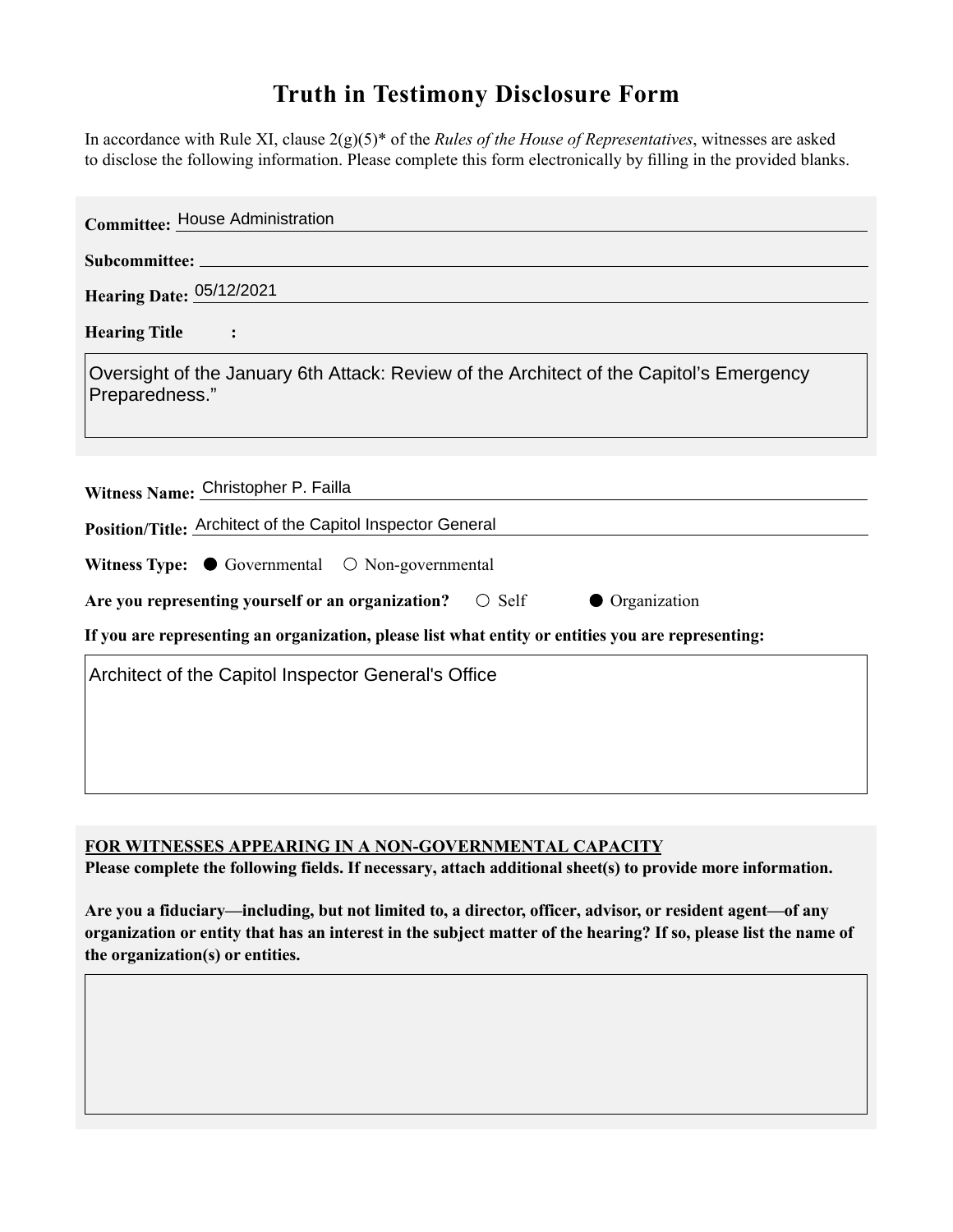# Truth in Testimony Disclosure Form

In accordance with Rule XI, clause 2(g)(5)* of the *Rules of the House of Representatives*, witnesses are asked to disclose the following information. Please complete this form electronically by filling in the provided blanks.

**Committee:** House Administration

**Subcommittee:**

**Hearing Date:** 05/12/2021

**Hearing Title :**

Oversight of the January 6th Attack: Review of the Architect of the Capitol's Emergency Preparedness."

**Witness Name:** Christopher P. Failla

**Position/Title:** Architect of the Capitol Inspector General

**Witness Type:** ● Governmental ○ Non-governmental

**Are you representing yourself or an organization?** ○ Self ● Organization

**If you are representing an organization, please list what entity or entities you are representing:**

Architect of the Capitol Inspector General's Office

**FOR WITNESSES APPEARING IN A NON-GOVERNMENTAL CAPACITY**

**Please complete the following fields. If necessary, attach additional sheet(s) to provide more information.**

**Are you a fiduciary—including, but not limited to, a director, officer, advisor, or resident agent—of any organization or entity that has an interest in the subject matter of the hearing? If so, please list the name of the organization(s) or entities.**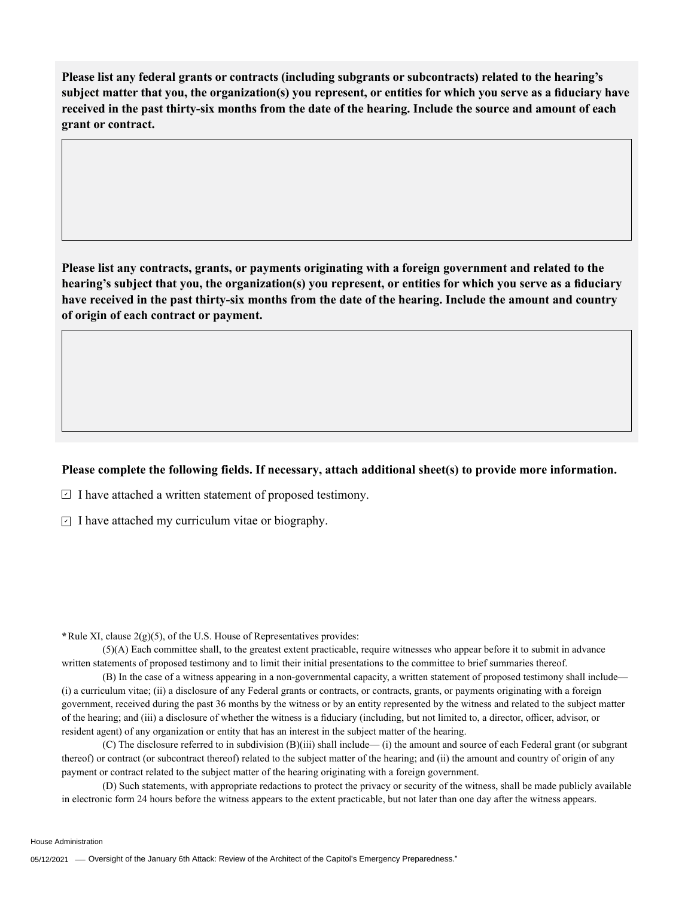**Please list any federal grants or contracts (including subgrants or subcontracts) related to the hearing's subject matter that you, the organization(s) you represent, or entities for which you serve as a fiduciary have received in the past thirty-six months from the date of the hearing. Include the source and amount of each grant or contract.**

**Please list any contracts, grants, or payments originating with a foreign government and related to the hearing's subject that you, the organization(s) you represent, or entities for which you serve as a fiduciary have received in the past thirty-six months from the date of the hearing. Include the amount and country of origin of each contract or payment.**

**Please complete the following fields. If necessary, attach additional sheet(s) to provide more information.**

- [x] I have attached a written statement of proposed testimony.
- [x] I have attached my curriculum vitae or biography.

*Rule XI, clause 2(g)(5), of the U.S. House of Representatives provides:

(5)(A) Each committee shall, to the greatest extent practicable, require witnesses who appear before it to submit in advance written statements of proposed testimony and to limit their initial presentations to the committee to brief summaries thereof.

(B) In the case of a witness appearing in a non-governmental capacity, a written statement of proposed testimony shall include— (i) a curriculum vitae; (ii) a disclosure of any Federal grants or contracts, or contracts, grants, or payments originating with a foreign government, received during the past 36 months by the witness or by an entity represented by the witness and related to the subject matter of the hearing; and (iii) a disclosure of whether the witness is a fiduciary (including, but not limited to, a director, officer, advisor, or resident agent) of any organization or entity that has an interest in the subject matter of the hearing.

(C) The disclosure referred to in subdivision (B)(iii) shall include— (i) the amount and source of each Federal grant (or subgrant thereof) or contract (or subcontract thereof) related to the subject matter of the hearing; and (ii) the amount and country of origin of any payment or contract related to the subject matter of the hearing originating with a foreign government.

(D) Such statements, with appropriate redactions to protect the privacy or security of the witness, shall be made publicly available in electronic form 24 hours before the witness appears to the extent practicable, but not later than one day after the witness appears.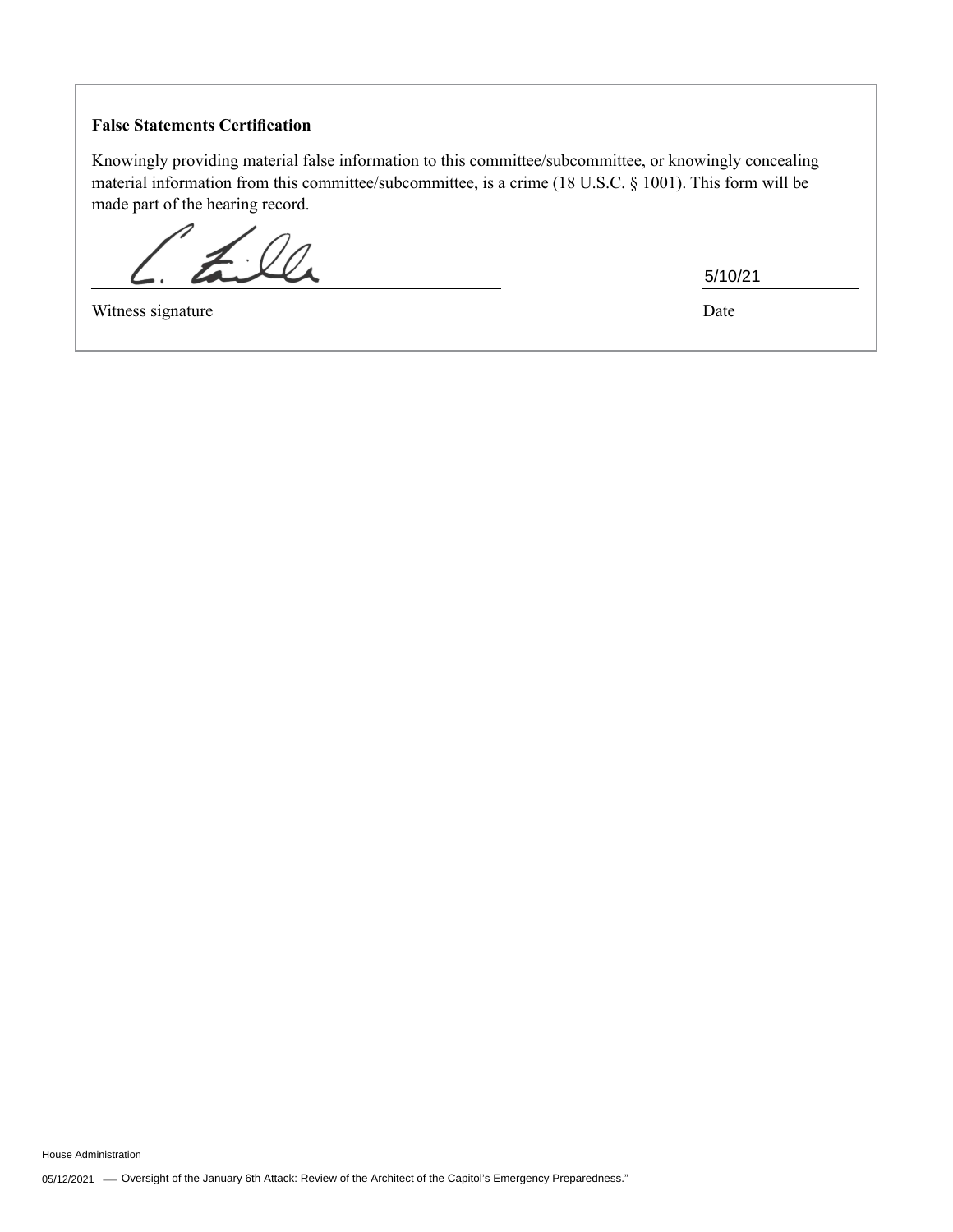**False Statements Certification**

Knowingly providing material false information to this committee/subcommittee, or knowingly concealing material information from this committee/subcommittee, is a crime (18 U.S.C. § 1001). This form will be made part of the hearing record.

Witness signature

5/10/21

Date

House Administration

05/12/2021 — Oversight of the January 6th Attack: Review of the Architect of the Capitol's Emergency Preparedness."